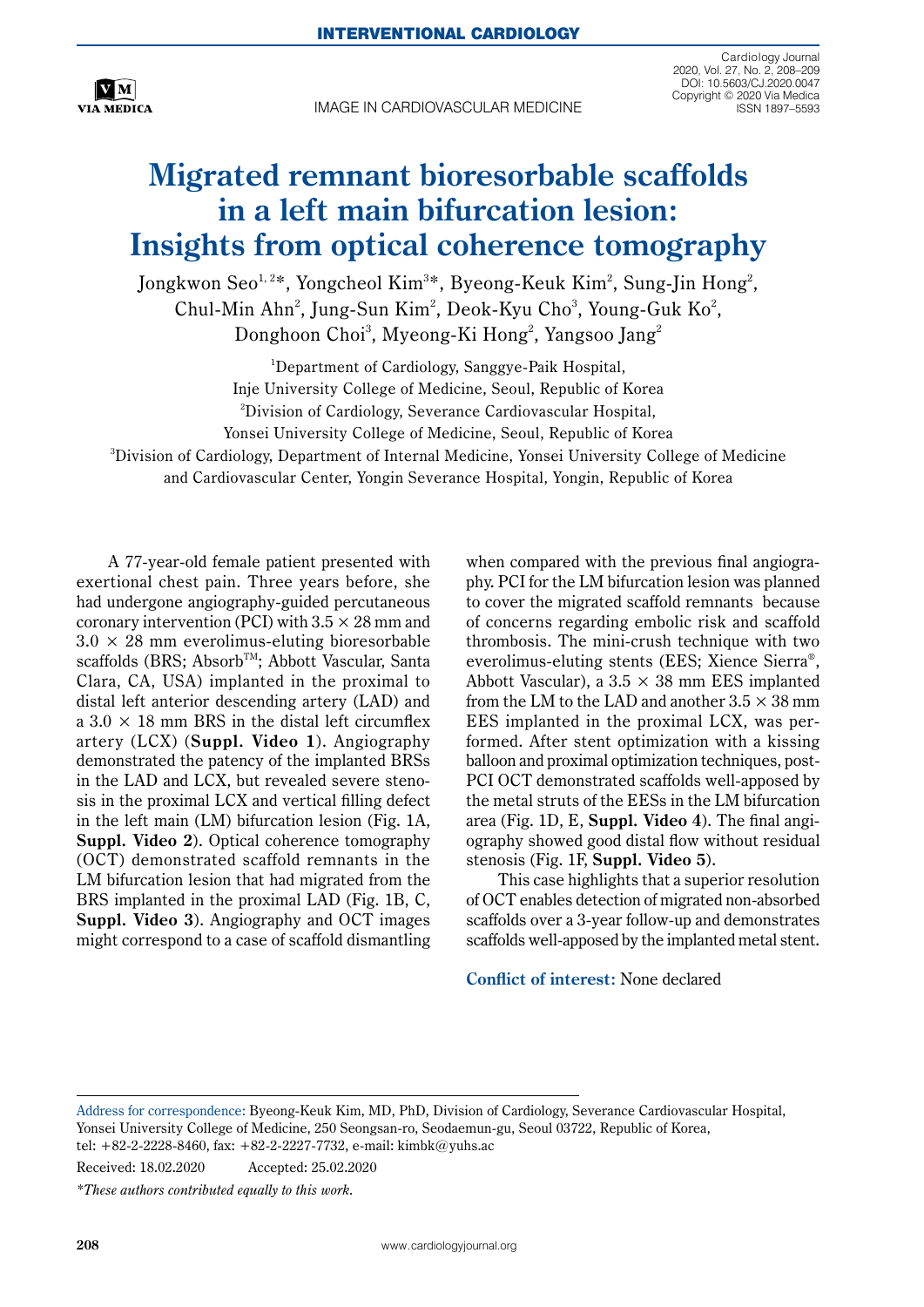INTERVENTIONAL CARDIOLOGY

IMAGE IN CARDIOVASCULAR MEDICINE

# Migrated remnant bioresorbable scaffolds in a left main bifurcation lesion: Insights from optical coherence tomography

Jongkwon Seo[1, 2]*, Yongcheol Kim[3]*, Byeong-Keuk Kim[2], Sung-Jin Hong[2], Chul-Min Ahn[2], Jung-Sun Kim[2], Deok-Kyu Cho[3], Young-Guk Ko[2], Donghoon Choi[3], Myeong-Ki Hong[2], Yangsoo Jang[2]

[1]Department of Cardiology, Sanggye-Paik Hospital, Inje University College of Medicine, Seoul, Republic of Korea
[2]Division of Cardiology, Severance Cardiovascular Hospital, Yonsei University College of Medicine, Seoul, Republic of Korea
[3]Division of Cardiology, Department of Internal Medicine, Yonsei University College of Medicine and Cardiovascular Center, Yongin Severance Hospital, Yongin, Republic of Korea

A 77-year-old female patient presented with exertional chest pain. Three years before, she had undergone angiography-guided percutaneous coronary intervention (PCI) with 3.5 × 28 mm and 3.0 × 28 mm everolimus-eluting bioresorbable scaffolds (BRS; Absorb™; Abbott Vascular, Santa Clara, CA, USA) implanted in the proximal to distal left anterior descending artery (LAD) and a 3.0 × 18 mm BRS in the distal left circumflex artery (LCX) (**Suppl. Video 1**). Angiography demonstrated the patency of the implanted BRSs in the LAD and LCX, but revealed severe stenosis in the proximal LCX and vertical filling defect in the left main (LM) bifurcation lesion (Fig. 1A, **Suppl. Video 2**). Optical coherence tomography (OCT) demonstrated scaffold remnants in the LM bifurcation lesion that had migrated from the BRS implanted in the proximal LAD (Fig. 1B, C, **Suppl. Video 3**). Angiography and OCT images might correspond to a case of scaffold dismantling when compared with the previous final angiography. PCI for the LM bifurcation lesion was planned to cover the migrated scaffold remnants because of concerns regarding embolic risk and scaffold thrombosis. The mini-crush technique with two everolimus-eluting stents (EES; Xience Sierra®, Abbott Vascular), a 3.5 × 38 mm EES implanted from the LM to the LAD and another 3.5 × 38 mm EES implanted in the proximal LCX, was performed. After stent optimization with a kissing balloon and proximal optimization techniques, post-PCI OCT demonstrated scaffolds well-apposed by the metal struts of the EESs in the LM bifurcation area (Fig. 1D, E, **Suppl. Video 4**). The final angiography showed good distal flow without residual stenosis (Fig. 1F, **Suppl. Video 5**).

This case highlights that a superior resolution of OCT enables detection of migrated non-absorbed scaffolds over a 3-year follow-up and demonstrates scaffolds well-apposed by the implanted metal stent.

**Conflict of interest:** None declared

Address for correspondence: Byeong-Keuk Kim, MD, PhD, Division of Cardiology, Severance Cardiovascular Hospital, Yonsei University College of Medicine, 250 Seongsan-ro, Seodaemun-gu, Seoul 03722, Republic of Korea, tel: +82-2-2228-8460, fax: +82-2-2227-7732, e-mail: kimbk@yuhs.ac

Received: 18.02.2020 Accepted: 25.02.2020

*\*These authors contributed equally to this work.*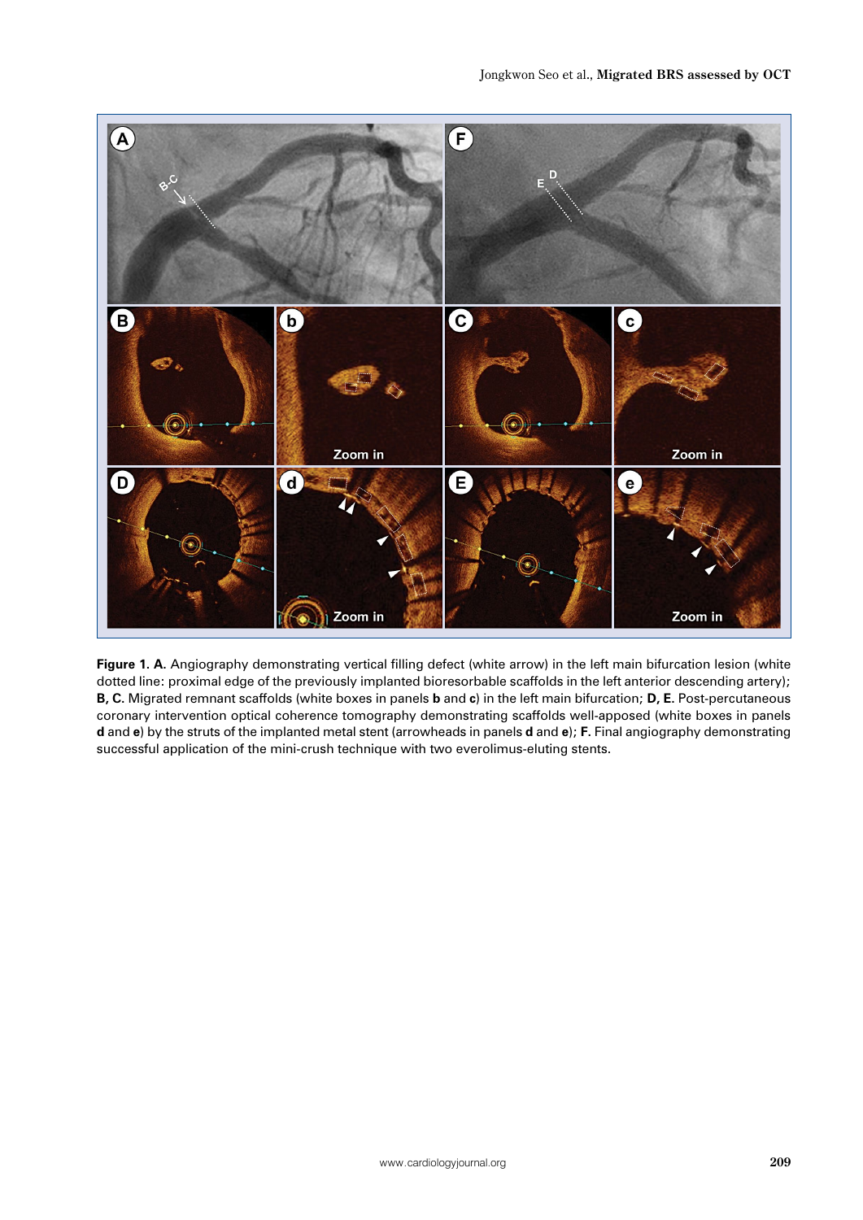**Figure 1. A.** Angiography demonstrating vertical filling defect (white arrow) in the left main bifurcation lesion (white dotted line: proximal edge of the previously implanted bioresorbable scaffolds in the left anterior descending artery); **B, C.** Migrated remnant scaffolds (white boxes in panels **b** and **c**) in the left main bifurcation; **D, E.** Post-percutaneous coronary intervention optical coherence tomography demonstrating scaffolds well-apposed (white boxes in panels **d** and **e**) by the struts of the implanted metal stent (arrowheads in panels **d** and **e**); **F.** Final angiography demonstrating successful application of the mini-crush technique with two everolimus-eluting stents.